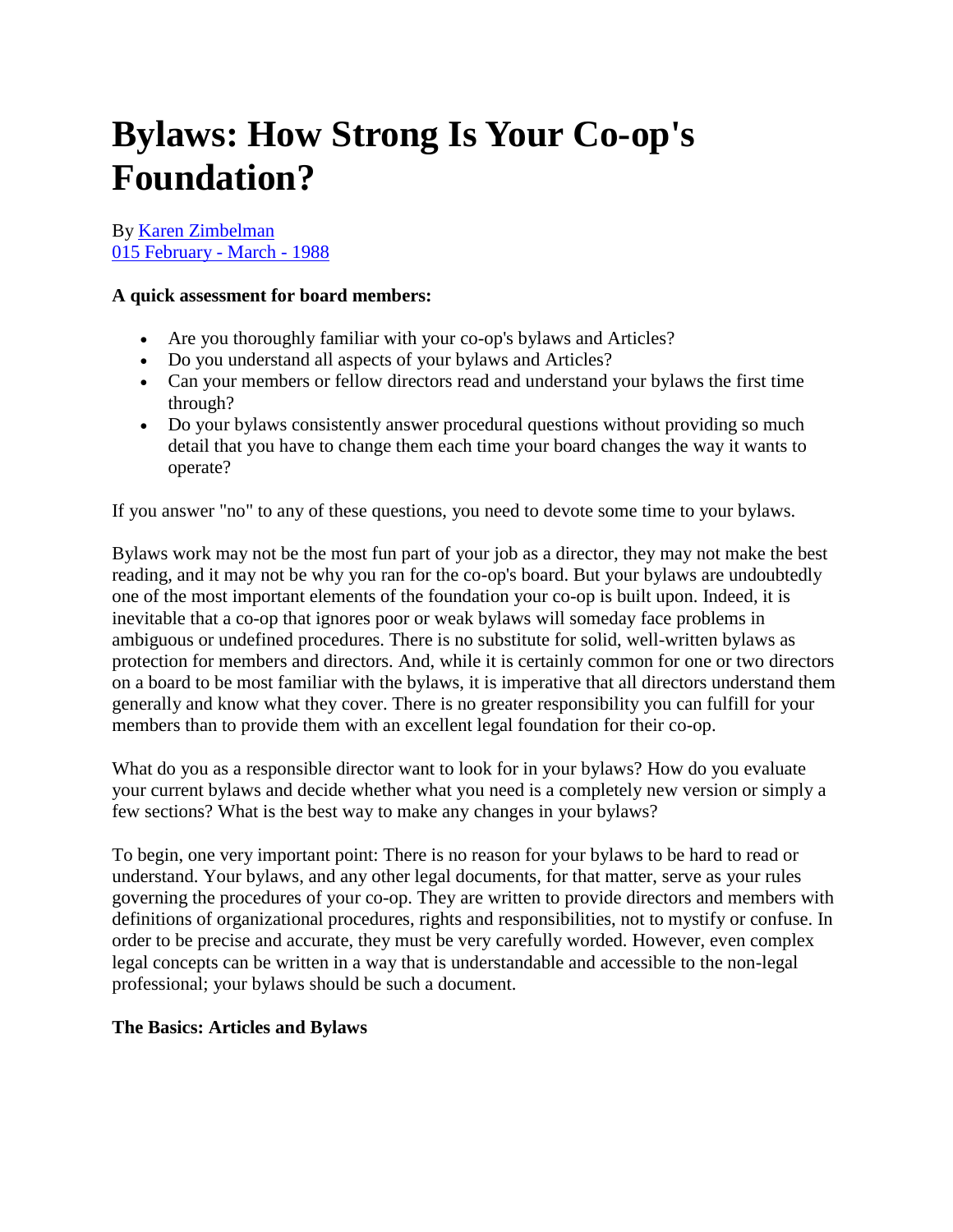# Bylaws: How Strong Is Your Co-op's Foundation?

By [Karen Zimbelman](#)
[015 February - March - 1988](#)

**A quick assessment for board members:**

- Are you thoroughly familiar with your co-op's bylaws and Articles?
- Do you understand all aspects of your bylaws and Articles?
- Can your members or fellow directors read and understand your bylaws the first time through?
- Do your bylaws consistently answer procedural questions without providing so much detail that you have to change them each time your board changes the way it wants to operate?

If you answer "no" to any of these questions, you need to devote some time to your bylaws.

Bylaws work may not be the most fun part of your job as a director, they may not make the best reading, and it may not be why you ran for the co-op's board. But your bylaws are undoubtedly one of the most important elements of the foundation your co-op is built upon. Indeed, it is inevitable that a co-op that ignores poor or weak bylaws will someday face problems in ambiguous or undefined procedures. There is no substitute for solid, well-written bylaws as protection for members and directors. And, while it is certainly common for one or two directors on a board to be most familiar with the bylaws, it is imperative that all directors understand them generally and know what they cover. There is no greater responsibility you can fulfill for your members than to provide them with an excellent legal foundation for their co-op.

What do you as a responsible director want to look for in your bylaws? How do you evaluate your current bylaws and decide whether what you need is a completely new version or simply a few sections? What is the best way to make any changes in your bylaws?

To begin, one very important point: There is no reason for your bylaws to be hard to read or understand. Your bylaws, and any other legal documents, for that matter, serve as your rules governing the procedures of your co-op. They are written to provide directors and members with definitions of organizational procedures, rights and responsibilities, not to mystify or confuse. In order to be precise and accurate, they must be very carefully worded. However, even complex legal concepts can be written in a way that is understandable and accessible to the non-legal professional; your bylaws should be such a document.

**The Basics: Articles and Bylaws**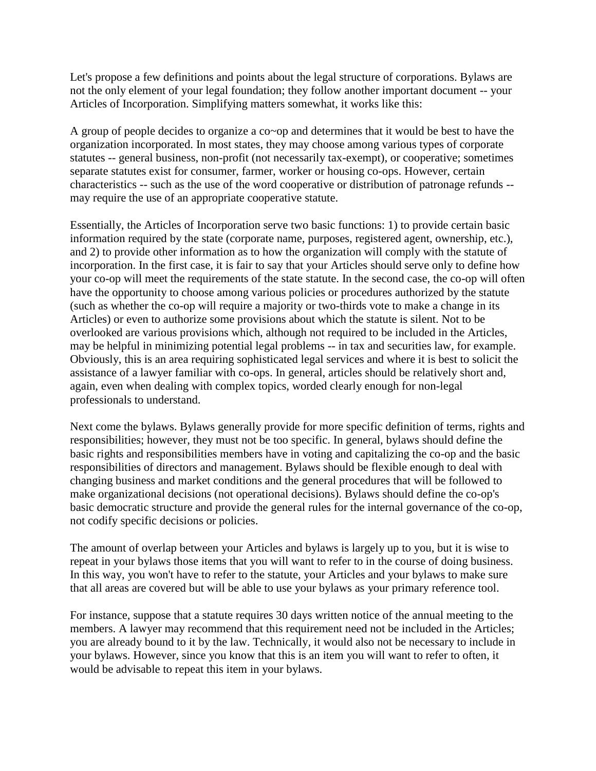Let's propose a few definitions and points about the legal structure of corporations. Bylaws are not the only element of your legal foundation; they follow another important document -- your Articles of Incorporation. Simplifying matters somewhat, it works like this:

A group of people decides to organize a co~op and determines that it would be best to have the organization incorporated. In most states, they may choose among various types of corporate statutes -- general business, non-profit (not necessarily tax-exempt), or cooperative; sometimes separate statutes exist for consumer, farmer, worker or housing co-ops. However, certain characteristics -- such as the use of the word cooperative or distribution of patronage refunds -- may require the use of an appropriate cooperative statute.

Essentially, the Articles of Incorporation serve two basic functions: 1) to provide certain basic information required by the state (corporate name, purposes, registered agent, ownership, etc.), and 2) to provide other information as to how the organization will comply with the statute of incorporation. In the first case, it is fair to say that your Articles should serve only to define how your co-op will meet the requirements of the state statute. In the second case, the co-op will often have the opportunity to choose among various policies or procedures authorized by the statute (such as whether the co-op will require a majority or two-thirds vote to make a change in its Articles) or even to authorize some provisions about which the statute is silent. Not to be overlooked are various provisions which, although not required to be included in the Articles, may be helpful in minimizing potential legal problems -- in tax and securities law, for example. Obviously, this is an area requiring sophisticated legal services and where it is best to solicit the assistance of a lawyer familiar with co-ops. In general, articles should be relatively short and, again, even when dealing with complex topics, worded clearly enough for non-legal professionals to understand.

Next come the bylaws. Bylaws generally provide for more specific definition of terms, rights and responsibilities; however, they must not be too specific. In general, bylaws should define the basic rights and responsibilities members have in voting and capitalizing the co-op and the basic responsibilities of directors and management. Bylaws should be flexible enough to deal with changing business and market conditions and the general procedures that will be followed to make organizational decisions (not operational decisions). Bylaws should define the co-op's basic democratic structure and provide the general rules for the internal governance of the co-op, not codify specific decisions or policies.

The amount of overlap between your Articles and bylaws is largely up to you, but it is wise to repeat in your bylaws those items that you will want to refer to in the course of doing business. In this way, you won't have to refer to the statute, your Articles and your bylaws to make sure that all areas are covered but will be able to use your bylaws as your primary reference tool.

For instance, suppose that a statute requires 30 days written notice of the annual meeting to the members. A lawyer may recommend that this requirement need not be included in the Articles; you are already bound to it by the law. Technically, it would also not be necessary to include in your bylaws. However, since you know that this is an item you will want to refer to often, it would be advisable to repeat this item in your bylaws.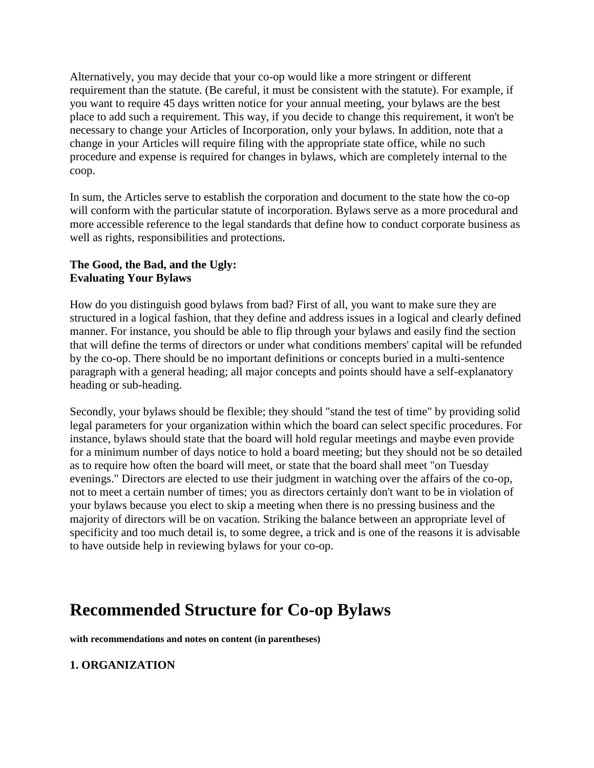Alternatively, you may decide that your co-op would like a more stringent or different requirement than the statute. (Be careful, it must be consistent with the statute). For example, if you want to require 45 days written notice for your annual meeting, your bylaws are the best place to add such a requirement. This way, if you decide to change this requirement, it won't be necessary to change your Articles of Incorporation, only your bylaws. In addition, note that a change in your Articles will require filing with the appropriate state office, while no such procedure and expense is required for changes in bylaws, which are completely internal to the coop.

In sum, the Articles serve to establish the corporation and document to the state how the co-op will conform with the particular statute of incorporation. Bylaws serve as a more procedural and more accessible reference to the legal standards that define how to conduct corporate business as well as rights, responsibilities and protections.

**The Good, the Bad, and the Ugly:**
**Evaluating Your Bylaws**

How do you distinguish good bylaws from bad? First of all, you want to make sure they are structured in a logical fashion, that they define and address issues in a logical and clearly defined manner. For instance, you should be able to flip through your bylaws and easily find the section that will define the terms of directors or under what conditions members' capital will be refunded by the co-op. There should be no important definitions or concepts buried in a multi-sentence paragraph with a general heading; all major concepts and points should have a self-explanatory heading or sub-heading.

Secondly, your bylaws should be flexible; they should "stand the test of time" by providing solid legal parameters for your organization within which the board can select specific procedures. For instance, bylaws should state that the board will hold regular meetings and maybe even provide for a minimum number of days notice to hold a board meeting; but they should not be so detailed as to require how often the board will meet, or state that the board shall meet "on Tuesday evenings." Directors are elected to use their judgment in watching over the affairs of the co-op, not to meet a certain number of times; you as directors certainly don't want to be in violation of your bylaws because you elect to skip a meeting when there is no pressing business and the majority of directors will be on vacation. Striking the balance between an appropriate level of specificity and too much detail is, to some degree, a trick and is one of the reasons it is advisable to have outside help in reviewing bylaws for your co-op.

# Recommended Structure for Co-op Bylaws

**with recommendations and notes on content (in parentheses)**

### 1. ORGANIZATION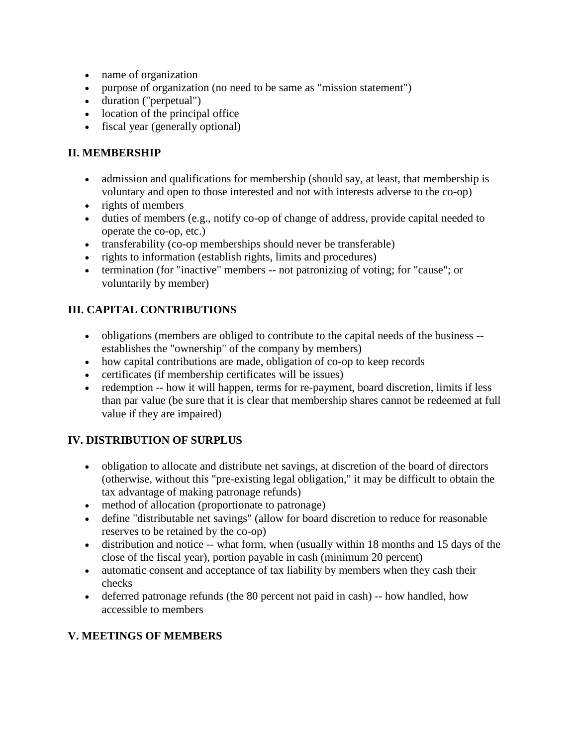- name of organization
- purpose of organization (no need to be same as "mission statement")
- duration ("perpetual")
- location of the principal office
- fiscal year (generally optional)

## II. MEMBERSHIP

- admission and qualifications for membership (should say, at least, that membership is voluntary and open to those interested and not with interests adverse to the co-op)
- rights of members
- duties of members (e.g., notify co-op of change of address, provide capital needed to operate the co-op, etc.)
- transferability (co-op memberships should never be transferable)
- rights to information (establish rights, limits and procedures)
- termination (for "inactive" members -- not patronizing of voting; for "cause"; or voluntarily by member)

## III. CAPITAL CONTRIBUTIONS

- obligations (members are obliged to contribute to the capital needs of the business -- establishes the "ownership" of the company by members)
- how capital contributions are made, obligation of co-op to keep records
- certificates (if membership certificates will be issues)
- redemption -- how it will happen, terms for re-payment, board discretion, limits if less than par value (be sure that it is clear that membership shares cannot be redeemed at full value if they are impaired)

## IV. DISTRIBUTION OF SURPLUS

- obligation to allocate and distribute net savings, at discretion of the board of directors (otherwise, without this "pre-existing legal obligation," it may be difficult to obtain the tax advantage of making patronage refunds)
- method of allocation (proportionate to patronage)
- define "distributable net savings" (allow for board discretion to reduce for reasonable reserves to be retained by the co-op)
- distribution and notice -- what form, when (usually within 18 months and 15 days of the close of the fiscal year), portion payable in cash (minimum 20 percent)
- automatic consent and acceptance of tax liability by members when they cash their checks
- deferred patronage refunds (the 80 percent not paid in cash) -- how handled, how accessible to members

## V. MEETINGS OF MEMBERS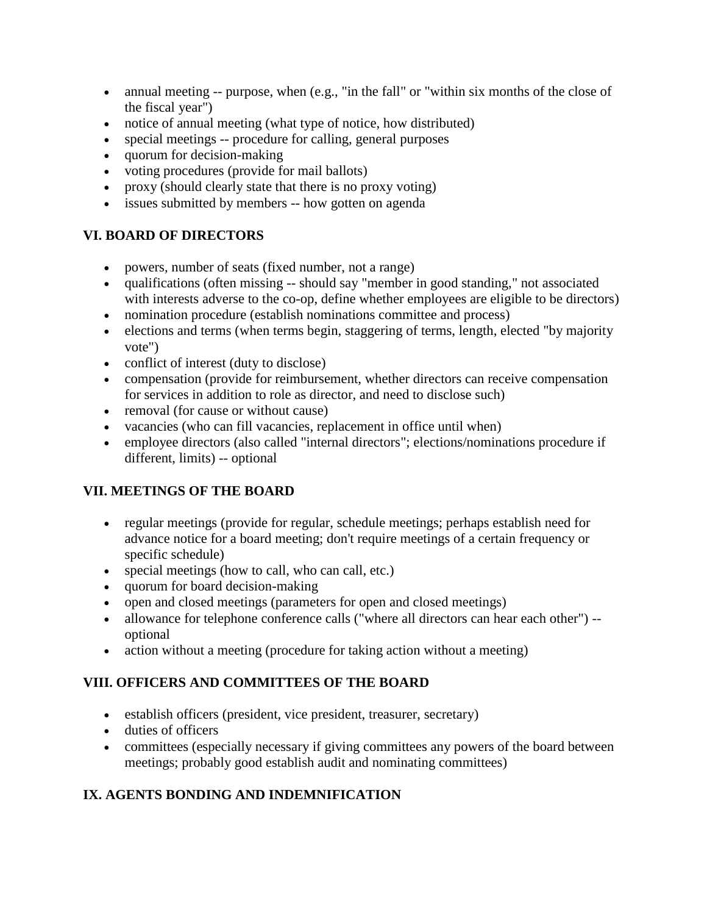- annual meeting -- purpose, when (e.g., "in the fall" or "within six months of the close of the fiscal year")
- notice of annual meeting (what type of notice, how distributed)
- special meetings -- procedure for calling, general purposes
- quorum for decision-making
- voting procedures (provide for mail ballots)
- proxy (should clearly state that there is no proxy voting)
- issues submitted by members -- how gotten on agenda

## VI. BOARD OF DIRECTORS

- powers, number of seats (fixed number, not a range)
- qualifications (often missing -- should say "member in good standing," not associated with interests adverse to the co-op, define whether employees are eligible to be directors)
- nomination procedure (establish nominations committee and process)
- elections and terms (when terms begin, staggering of terms, length, elected "by majority vote")
- conflict of interest (duty to disclose)
- compensation (provide for reimbursement, whether directors can receive compensation for services in addition to role as director, and need to disclose such)
- removal (for cause or without cause)
- vacancies (who can fill vacancies, replacement in office until when)
- employee directors (also called "internal directors"; elections/nominations procedure if different, limits) -- optional

## VII. MEETINGS OF THE BOARD

- regular meetings (provide for regular, schedule meetings; perhaps establish need for advance notice for a board meeting; don't require meetings of a certain frequency or specific schedule)
- special meetings (how to call, who can call, etc.)
- quorum for board decision-making
- open and closed meetings (parameters for open and closed meetings)
- allowance for telephone conference calls ("where all directors can hear each other") -- optional
- action without a meeting (procedure for taking action without a meeting)

## VIII. OFFICERS AND COMMITTEES OF THE BOARD

- establish officers (president, vice president, treasurer, secretary)
- duties of officers
- committees (especially necessary if giving committees any powers of the board between meetings; probably good establish audit and nominating committees)

## IX. AGENTS BONDING AND INDEMNIFICATION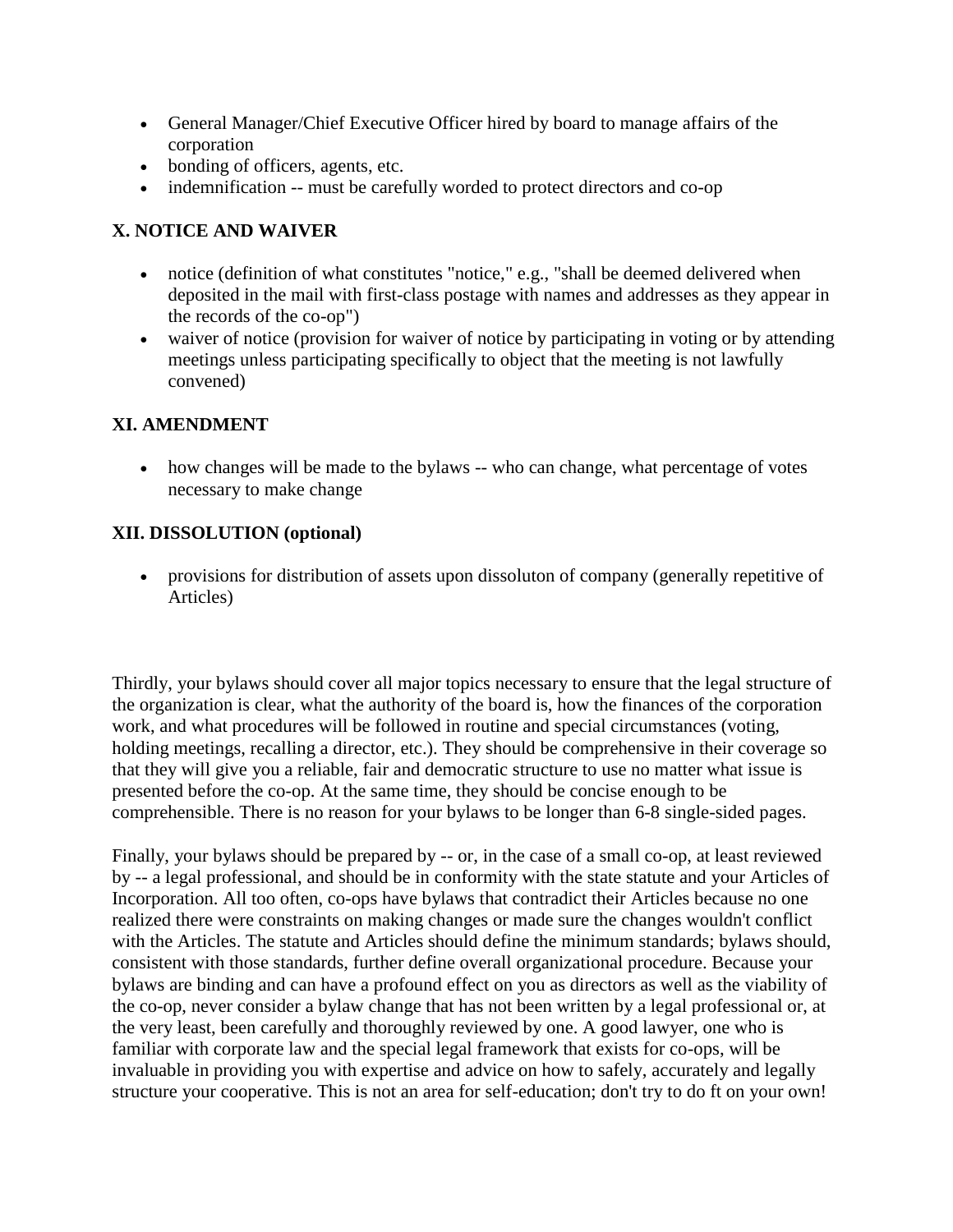- General Manager/Chief Executive Officer hired by board to manage affairs of the corporation
- bonding of officers, agents, etc.
- indemnification -- must be carefully worded to protect directors and co-op

### X. NOTICE AND WAIVER

- notice (definition of what constitutes "notice," e.g., "shall be deemed delivered when deposited in the mail with first-class postage with names and addresses as they appear in the records of the co-op")
- waiver of notice (provision for waiver of notice by participating in voting or by attending meetings unless participating specifically to object that the meeting is not lawfully convened)

### XI. AMENDMENT

- how changes will be made to the bylaws -- who can change, what percentage of votes necessary to make change

### XII. DISSOLUTION (optional)

- provisions for distribution of assets upon dissoluton of company (generally repetitive of Articles)

Thirdly, your bylaws should cover all major topics necessary to ensure that the legal structure of the organization is clear, what the authority of the board is, how the finances of the corporation work, and what procedures will be followed in routine and special circumstances (voting, holding meetings, recalling a director, etc.). They should be comprehensive in their coverage so that they will give you a reliable, fair and democratic structure to use no matter what issue is presented before the co-op. At the same time, they should be concise enough to be comprehensible. There is no reason for your bylaws to be longer than 6-8 single-sided pages.

Finally, your bylaws should be prepared by -- or, in the case of a small co-op, at least reviewed by -- a legal professional, and should be in conformity with the state statute and your Articles of Incorporation. All too often, co-ops have bylaws that contradict their Articles because no one realized there were constraints on making changes or made sure the changes wouldn't conflict with the Articles. The statute and Articles should define the minimum standards; bylaws should, consistent with those standards, further define overall organizational procedure. Because your bylaws are binding and can have a profound effect on you as directors as well as the viability of the co-op, never consider a bylaw change that has not been written by a legal professional or, at the very least, been carefully and thoroughly reviewed by one. A good lawyer, one who is familiar with corporate law and the special legal framework that exists for co-ops, will be invaluable in providing you with expertise and advice on how to safely, accurately and legally structure your cooperative. This is not an area for self-education; don't try to do ft on your own!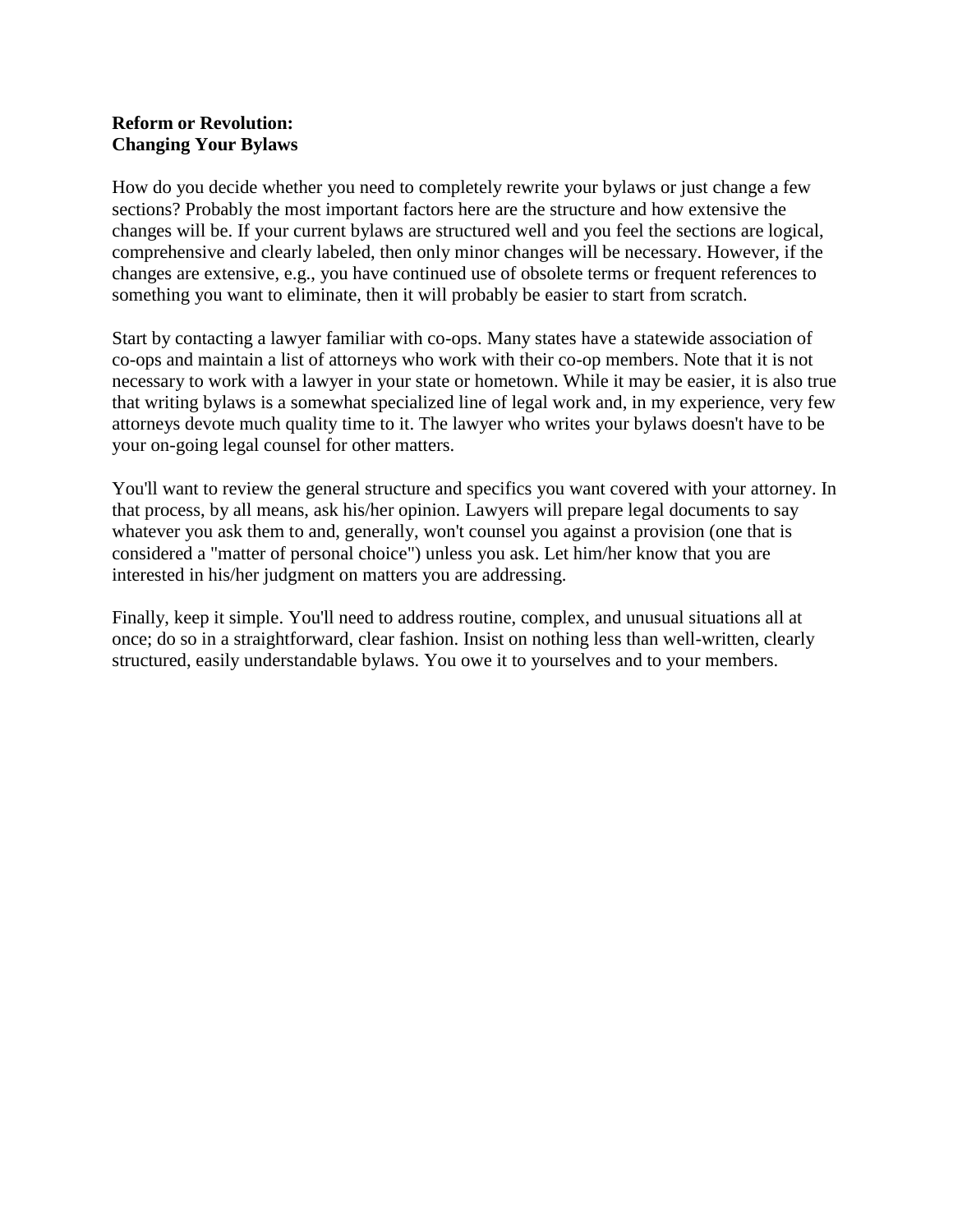**Reform or Revolution:**
**Changing Your Bylaws**

How do you decide whether you need to completely rewrite your bylaws or just change a few sections? Probably the most important factors here are the structure and how extensive the changes will be. If your current bylaws are structured well and you feel the sections are logical, comprehensive and clearly labeled, then only minor changes will be necessary. However, if the changes are extensive, e.g., you have continued use of obsolete terms or frequent references to something you want to eliminate, then it will probably be easier to start from scratch.

Start by contacting a lawyer familiar with co-ops. Many states have a statewide association of co-ops and maintain a list of attorneys who work with their co-op members. Note that it is not necessary to work with a lawyer in your state or hometown. While it may be easier, it is also true that writing bylaws is a somewhat specialized line of legal work and, in my experience, very few attorneys devote much quality time to it. The lawyer who writes your bylaws doesn't have to be your on-going legal counsel for other matters.

You'll want to review the general structure and specifics you want covered with your attorney. In that process, by all means, ask his/her opinion. Lawyers will prepare legal documents to say whatever you ask them to and, generally, won't counsel you against a provision (one that is considered a "matter of personal choice") unless you ask. Let him/her know that you are interested in his/her judgment on matters you are addressing.

Finally, keep it simple. You'll need to address routine, complex, and unusual situations all at once; do so in a straightforward, clear fashion. Insist on nothing less than well-written, clearly structured, easily understandable bylaws. You owe it to yourselves and to your members.